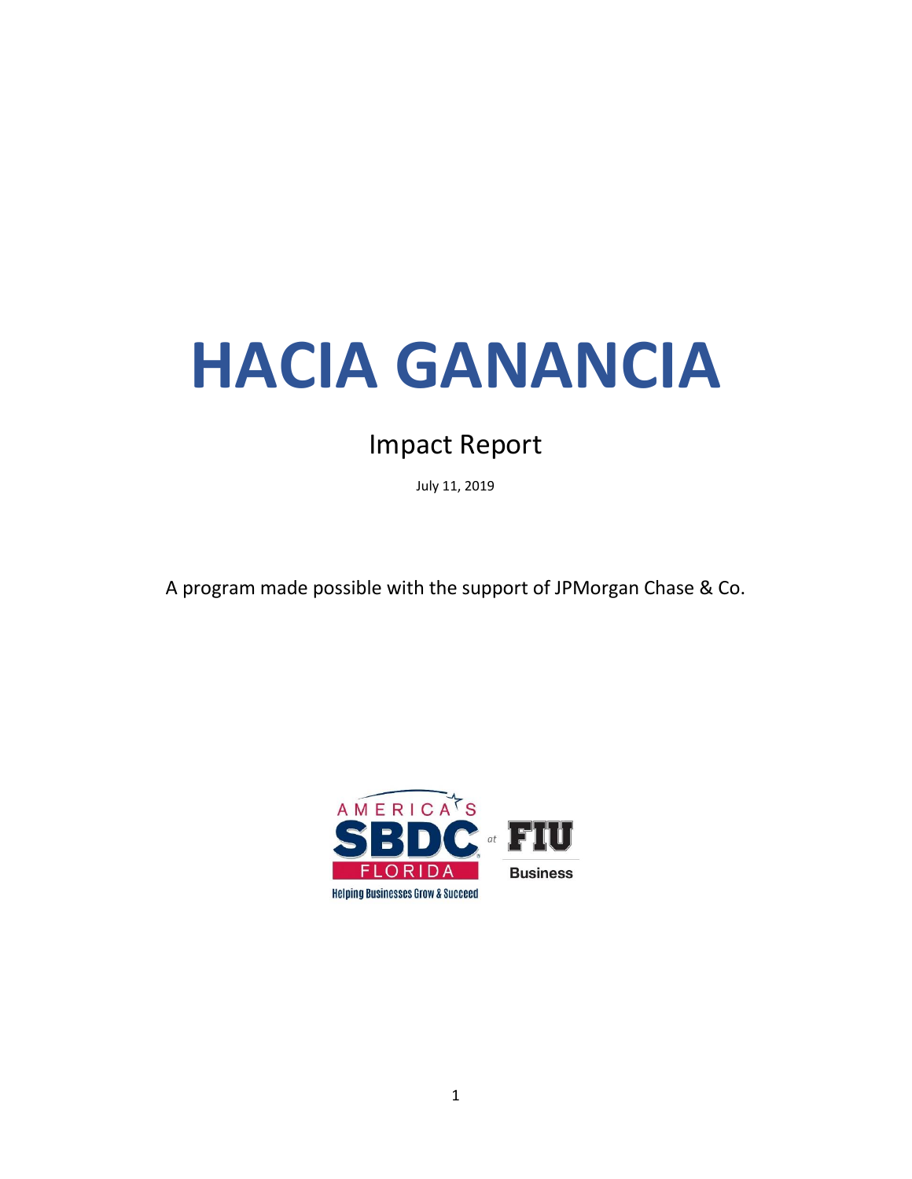# HACIA GANANCIA

## Impact Report

July 11, 2019

A program made possible with the support of JPMorgan Chase & Co.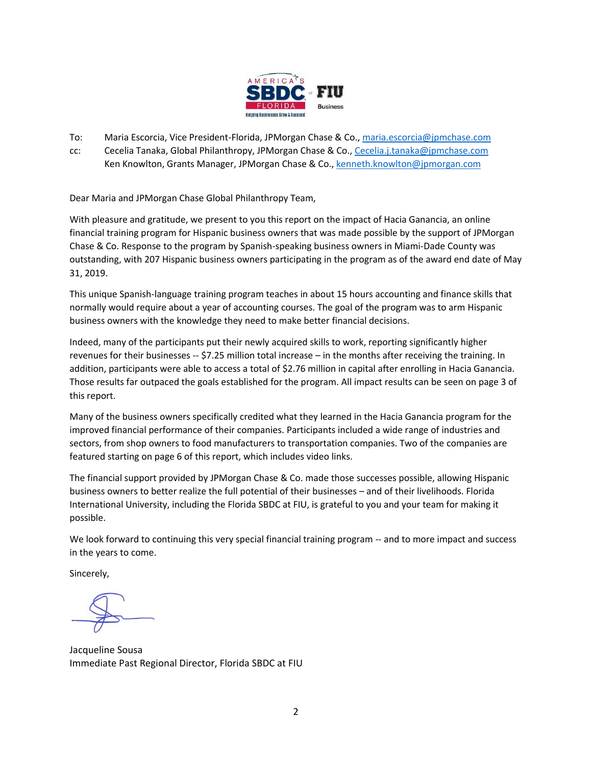To: Maria Escorcia, Vice President-Florida, JPMorgan Chase & Co., maria.escorcia@jpmchase.com

cc: Cecelia Tanaka, Global Philanthropy, JPMorgan Chase & Co., Cecelia.j.tanaka@jpmchase.com
Ken Knowlton, Grants Manager, JPMorgan Chase & Co., kenneth.knowlton@jpmorgan.com

Dear Maria and JPMorgan Chase Global Philanthropy Team,

With pleasure and gratitude, we present to you this report on the impact of Hacia Ganancia, an online financial training program for Hispanic business owners that was made possible by the support of JPMorgan Chase & Co. Response to the program by Spanish-speaking business owners in Miami-Dade County was outstanding, with 207 Hispanic business owners participating in the program as of the award end date of May 31, 2019.

This unique Spanish-language training program teaches in about 15 hours accounting and finance skills that normally would require about a year of accounting courses. The goal of the program was to arm Hispanic business owners with the knowledge they need to make better financial decisions.

Indeed, many of the participants put their newly acquired skills to work, reporting significantly higher revenues for their businesses -- $7.25 million total increase – in the months after receiving the training. In addition, participants were able to access a total of $2.76 million in capital after enrolling in Hacia Ganancia. Those results far outpaced the goals established for the program. All impact results can be seen on page 3 of this report.

Many of the business owners specifically credited what they learned in the Hacia Ganancia program for the improved financial performance of their companies. Participants included a wide range of industries and sectors, from shop owners to food manufacturers to transportation companies. Two of the companies are featured starting on page 6 of this report, which includes video links.

The financial support provided by JPMorgan Chase & Co. made those successes possible, allowing Hispanic business owners to better realize the full potential of their businesses – and of their livelihoods. Florida International University, including the Florida SBDC at FIU, is grateful to you and your team for making it possible.

We look forward to continuing this very special financial training program -- and to more impact and success in the years to come.

Sincerely,

Jacqueline Sousa
Immediate Past Regional Director, Florida SBDC at FIU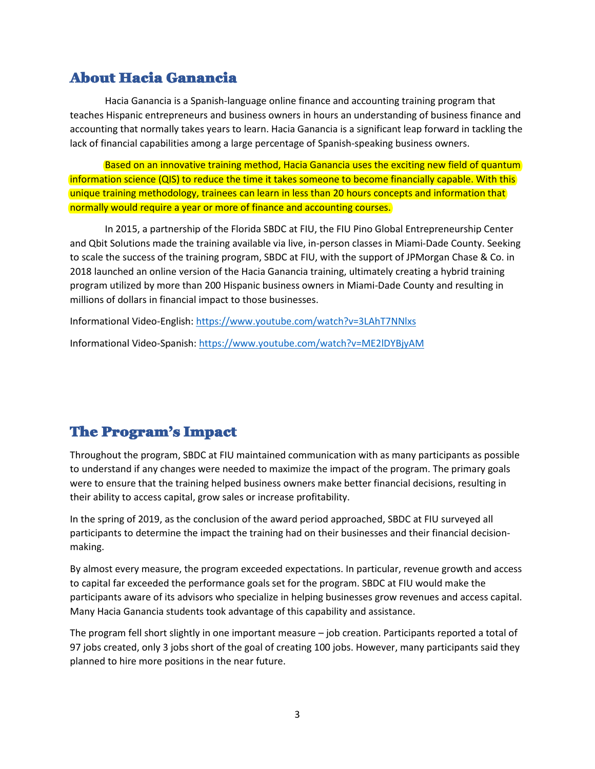## About Hacia Ganancia

Hacia Ganancia is a Spanish-language online finance and accounting training program that teaches Hispanic entrepreneurs and business owners in hours an understanding of business finance and accounting that normally takes years to learn. Hacia Ganancia is a significant leap forward in tackling the lack of financial capabilities among a large percentage of Spanish-speaking business owners.

Based on an innovative training method, Hacia Ganancia uses the exciting new field of quantum information science (QIS) to reduce the time it takes someone to become financially capable. With this unique training methodology, trainees can learn in less than 20 hours concepts and information that normally would require a year or more of finance and accounting courses.

In 2015, a partnership of the Florida SBDC at FIU, the FIU Pino Global Entrepreneurship Center and Qbit Solutions made the training available via live, in-person classes in Miami-Dade County. Seeking to scale the success of the training program, SBDC at FIU, with the support of JPMorgan Chase & Co. in 2018 launched an online version of the Hacia Ganancia training, ultimately creating a hybrid training program utilized by more than 200 Hispanic business owners in Miami-Dade County and resulting in millions of dollars in financial impact to those businesses.

Informational Video-English: https://www.youtube.com/watch?v=3LAhT7NNlxs

Informational Video-Spanish: https://www.youtube.com/watch?v=ME2lDYBjyAM

## The Program's Impact

Throughout the program, SBDC at FIU maintained communication with as many participants as possible to understand if any changes were needed to maximize the impact of the program. The primary goals were to ensure that the training helped business owners make better financial decisions, resulting in their ability to access capital, grow sales or increase profitability.

In the spring of 2019, as the conclusion of the award period approached, SBDC at FIU surveyed all participants to determine the impact the training had on their businesses and their financial decision-making.

By almost every measure, the program exceeded expectations. In particular, revenue growth and access to capital far exceeded the performance goals set for the program. SBDC at FIU would make the participants aware of its advisors who specialize in helping businesses grow revenues and access capital. Many Hacia Ganancia students took advantage of this capability and assistance.

The program fell short slightly in one important measure – job creation. Participants reported a total of 97 jobs created, only 3 jobs short of the goal of creating 100 jobs. However, many participants said they planned to hire more positions in the near future.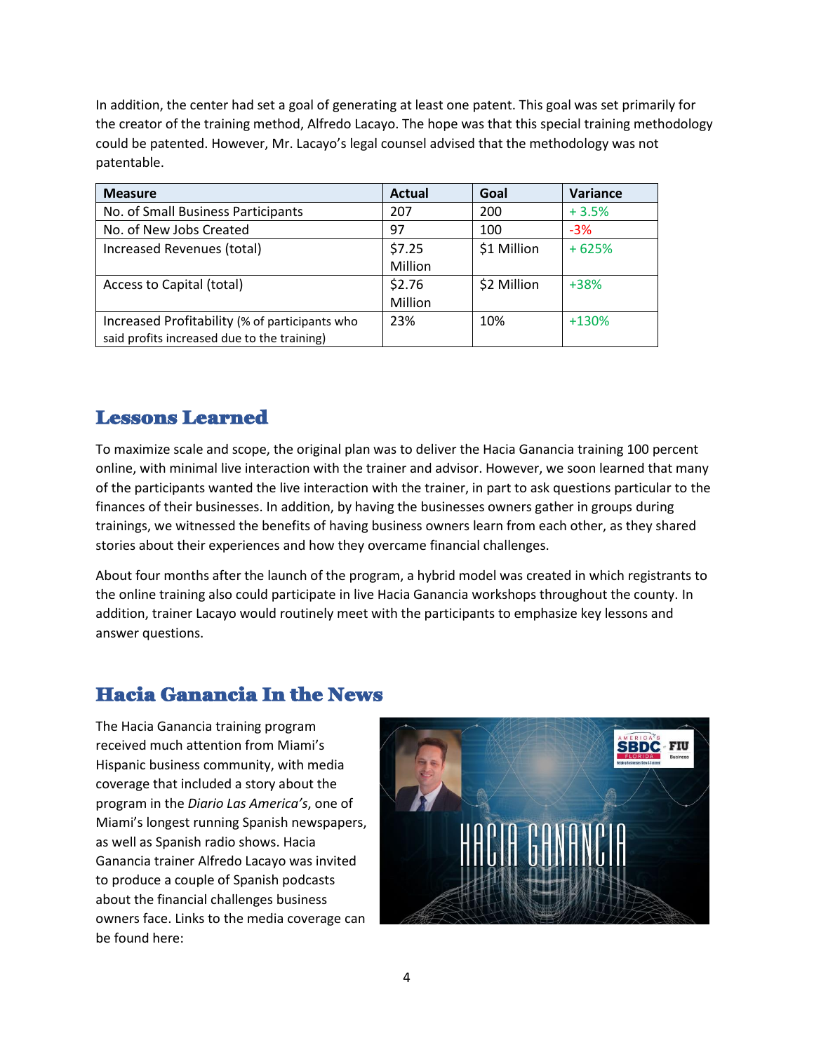In addition, the center had set a goal of generating at least one patent. This goal was set primarily for the creator of the training method, Alfredo Lacayo. The hope was that this special training methodology could be patented. However, Mr. Lacayo's legal counsel advised that the methodology was not patentable.

| Measure | Actual | Goal | Variance |
|---|---|---|---|
| No. of Small Business Participants | 207 | 200 | + 3.5% |
| No. of New Jobs Created | 97 | 100 | -3% |
| Increased Revenues (total) | $7.25 Million | $1 Million | + 625% |
| Access to Capital (total) | $2.76 Million | $2 Million | +38% |
| Increased Profitability (% of participants who said profits increased due to the training) | 23% | 10% | +130% |

## Lessons Learned

To maximize scale and scope, the original plan was to deliver the Hacia Ganancia training 100 percent online, with minimal live interaction with the trainer and advisor. However, we soon learned that many of the participants wanted the live interaction with the trainer, in part to ask questions particular to the finances of their businesses. In addition, by having the businesses owners gather in groups during trainings, we witnessed the benefits of having business owners learn from each other, as they shared stories about their experiences and how they overcame financial challenges.

About four months after the launch of the program, a hybrid model was created in which registrants to the online training also could participate in live Hacia Ganancia workshops throughout the county. In addition, trainer Lacayo would routinely meet with the participants to emphasize key lessons and answer questions.

## Hacia Ganancia In the News

The Hacia Ganancia training program received much attention from Miami's Hispanic business community, with media coverage that included a story about the program in the *Diario Las America's*, one of Miami's longest running Spanish newspapers, as well as Spanish radio shows. Hacia Ganancia trainer Alfredo Lacayo was invited to produce a couple of Spanish podcasts about the financial challenges business owners face. Links to the media coverage can be found here: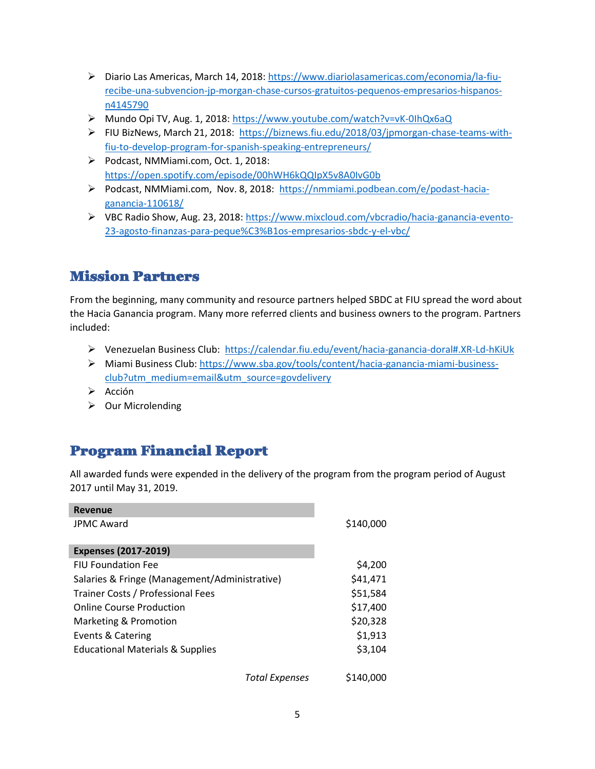- Diario Las Americas, March 14, 2018: https://www.diariolasamericas.com/economia/la-fiu-recibe-una-subvencion-jp-morgan-chase-cursos-gratuitos-pequenos-empresarios-hispanos-n4145790
- Mundo Opi TV, Aug. 1, 2018: https://www.youtube.com/watch?v=vK-0IhQx6aQ
- FIU BizNews, March 21, 2018: https://biznews.fiu.edu/2018/03/jpmorgan-chase-teams-with-fiu-to-develop-program-for-spanish-speaking-entrepreneurs/
- Podcast, NMMiami.com, Oct. 1, 2018: https://open.spotify.com/episode/00hWH6kQQIpX5v8A0IvG0b
- Podcast, NMMiami.com, Nov. 8, 2018: https://nmmiami.podbean.com/e/podast-hacia-ganancia-110618/
- VBC Radio Show, Aug. 23, 2018: https://www.mixcloud.com/vbcradio/hacia-ganancia-evento-23-agosto-finanzas-para-peque%C3%B1os-empresarios-sbdc-y-el-vbc/

## Mission Partners

From the beginning, many community and resource partners helped SBDC at FIU spread the word about the Hacia Ganancia program. Many more referred clients and business owners to the program. Partners included:

- Venezuelan Business Club: https://calendar.fiu.edu/event/hacia-ganancia-doral#.XR-Ld-hKiUk
- Miami Business Club: https://www.sba.gov/tools/content/hacia-ganancia-miami-business-club?utm_medium=email&utm_source=govdelivery
- Acción
- Our Microlending

## Program Financial Report

All awarded funds were expended in the delivery of the program from the program period of August 2017 until May 31, 2019.

| **Revenue** | |
|---|---|
| JPMC Award | $140,000 |
| | |
| **Expenses (2017-2019)** | |
| FIU Foundation Fee | $4,200 |
| Salaries & Fringe (Management/Administrative) | $41,471 |
| Trainer Costs / Professional Fees | $51,584 |
| Online Course Production | $17,400 |
| Marketing & Promotion | $20,328 |
| Events & Catering | $1,913 |
| Educational Materials & Supplies | $3,104 |
| *Total Expenses* | $140,000 |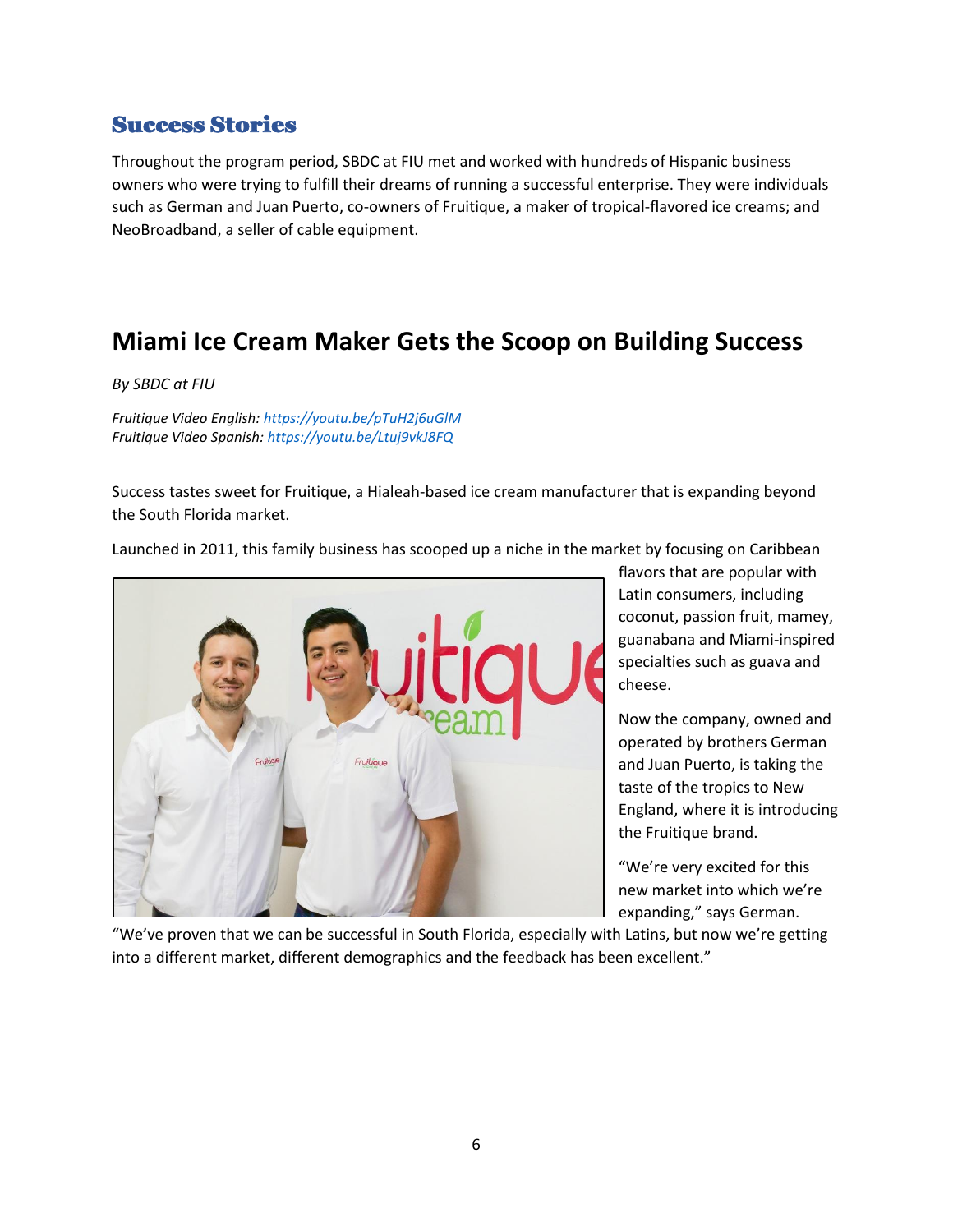## Success Stories

Throughout the program period, SBDC at FIU met and worked with hundreds of Hispanic business owners who were trying to fulfill their dreams of running a successful enterprise. They were individuals such as German and Juan Puerto, co-owners of Fruitique, a maker of tropical-flavored ice creams; and NeoBroadband, a seller of cable equipment.

# Miami Ice Cream Maker Gets the Scoop on Building Success

*By SBDC at FIU*

*Fruitique Video English: [https://youtu.be/pTuH2j6uGlM](https://youtu.be/pTuH2j6uGlM)*
*Fruitique Video Spanish: [https://youtu.be/Ltuj9vkJ8FQ](https://youtu.be/Ltuj9vkJ8FQ)*

Success tastes sweet for Fruitique, a Hialeah-based ice cream manufacturer that is expanding beyond the South Florida market.

Launched in 2011, this family business has scooped up a niche in the market by focusing on Caribbean flavors that are popular with Latin consumers, including coconut, passion fruit, mamey, guanabana and Miami-inspired specialties such as guava and cheese.

Now the company, owned and operated by brothers German and Juan Puerto, is taking the taste of the tropics to New England, where it is introducing the Fruitique brand.

"We're very excited for this new market into which we're expanding," says German. "We've proven that we can be successful in South Florida, especially with Latins, but now we're getting into a different market, different demographics and the feedback has been excellent."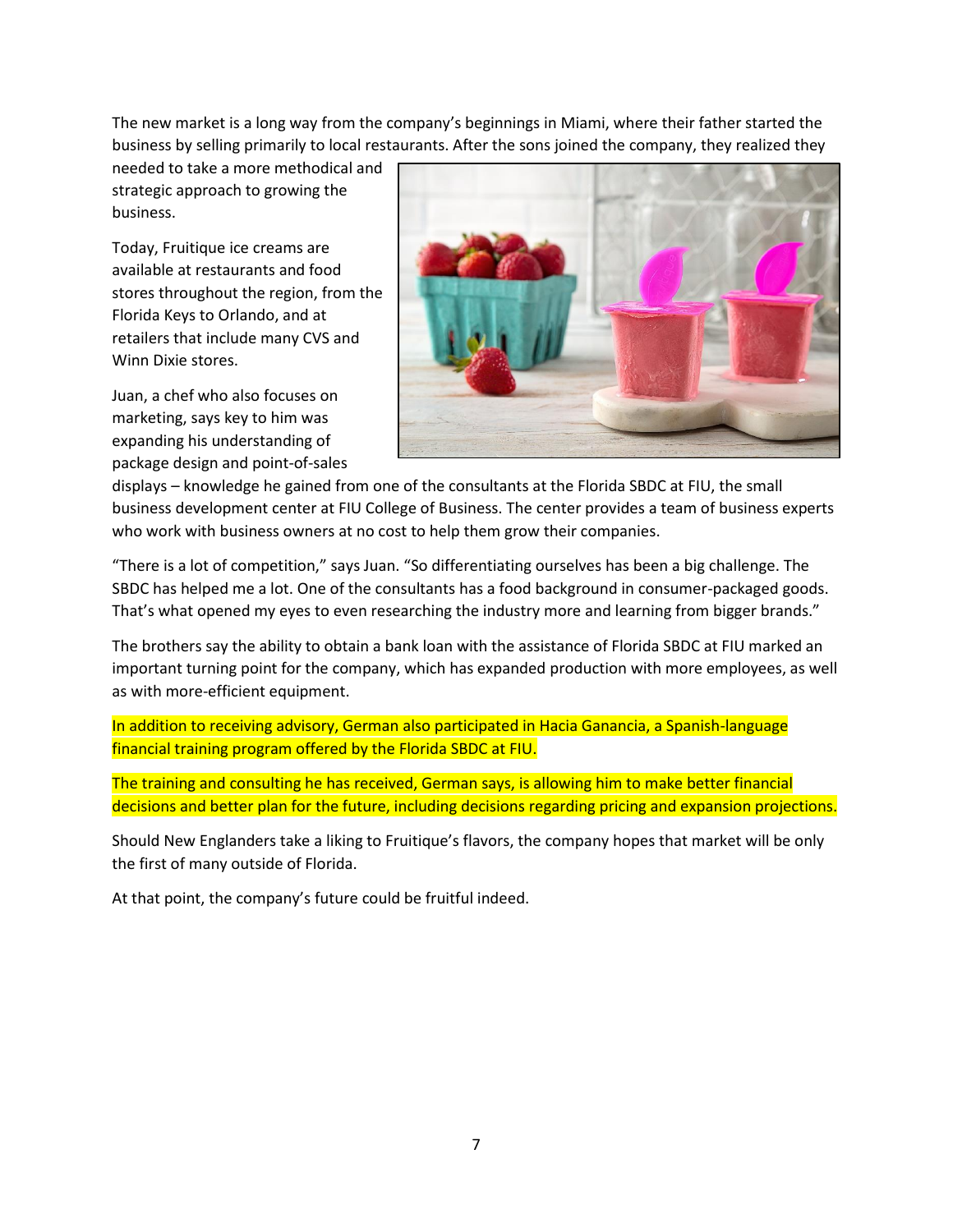The new market is a long way from the company's beginnings in Miami, where their father started the business by selling primarily to local restaurants. After the sons joined the company, they realized they needed to take a more methodical and strategic approach to growing the business.

Today, Fruitique ice creams are available at restaurants and food stores throughout the region, from the Florida Keys to Orlando, and at retailers that include many CVS and Winn Dixie stores.

Juan, a chef who also focuses on marketing, says key to him was expanding his understanding of package design and point-of-sales displays – knowledge he gained from one of the consultants at the Florida SBDC at FIU, the small business development center at FIU College of Business. The center provides a team of business experts who work with business owners at no cost to help them grow their companies.

"There is a lot of competition," says Juan. "So differentiating ourselves has been a big challenge. The SBDC has helped me a lot. One of the consultants has a food background in consumer-packaged goods. That's what opened my eyes to even researching the industry more and learning from bigger brands."

The brothers say the ability to obtain a bank loan with the assistance of Florida SBDC at FIU marked an important turning point for the company, which has expanded production with more employees, as well as with more-efficient equipment.

In addition to receiving advisory, German also participated in Hacia Ganancia, a Spanish-language financial training program offered by the Florida SBDC at FIU.

The training and consulting he has received, German says, is allowing him to make better financial decisions and better plan for the future, including decisions regarding pricing and expansion projections.

Should New Englanders take a liking to Fruitique's flavors, the company hopes that market will be only the first of many outside of Florida.

At that point, the company's future could be fruitful indeed.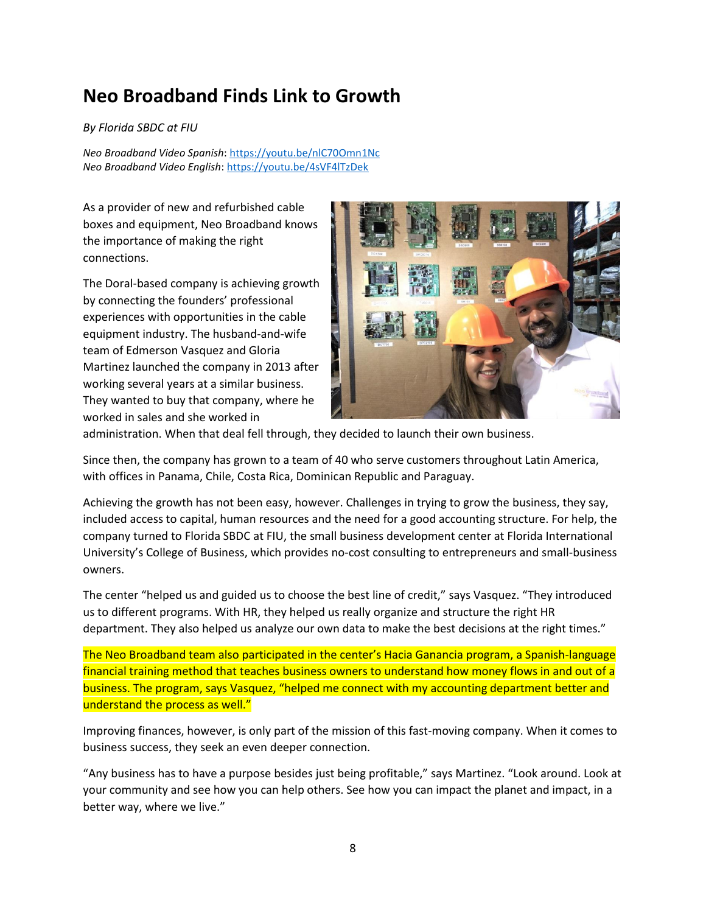# Neo Broadband Finds Link to Growth

*By Florida SBDC at FIU*

*Neo Broadband Video Spanish*: https://youtu.be/nlC70Omn1Nc
*Neo Broadband Video English*: https://youtu.be/4sVF4lTzDek

As a provider of new and refurbished cable boxes and equipment, Neo Broadband knows the importance of making the right connections.

The Doral-based company is achieving growth by connecting the founders' professional experiences with opportunities in the cable equipment industry. The husband-and-wife team of Edmerson Vasquez and Gloria Martinez launched the company in 2013 after working several years at a similar business. They wanted to buy that company, where he worked in sales and she worked in administration. When that deal fell through, they decided to launch their own business.

Since then, the company has grown to a team of 40 who serve customers throughout Latin America, with offices in Panama, Chile, Costa Rica, Dominican Republic and Paraguay.

Achieving the growth has not been easy, however. Challenges in trying to grow the business, they say, included access to capital, human resources and the need for a good accounting structure. For help, the company turned to Florida SBDC at FIU, the small business development center at Florida International University's College of Business, which provides no-cost consulting to entrepreneurs and small-business owners.

The center "helped us and guided us to choose the best line of credit," says Vasquez. "They introduced us to different programs. With HR, they helped us really organize and structure the right HR department. They also helped us analyze our own data to make the best decisions at the right times."

The Neo Broadband team also participated in the center's Hacia Ganancia program, a Spanish-language financial training method that teaches business owners to understand how money flows in and out of a business. The program, says Vasquez, "helped me connect with my accounting department better and understand the process as well."

Improving finances, however, is only part of the mission of this fast-moving company. When it comes to business success, they seek an even deeper connection.

"Any business has to have a purpose besides just being profitable," says Martinez. "Look around. Look at your community and see how you can help others. See how you can impact the planet and impact, in a better way, where we live."